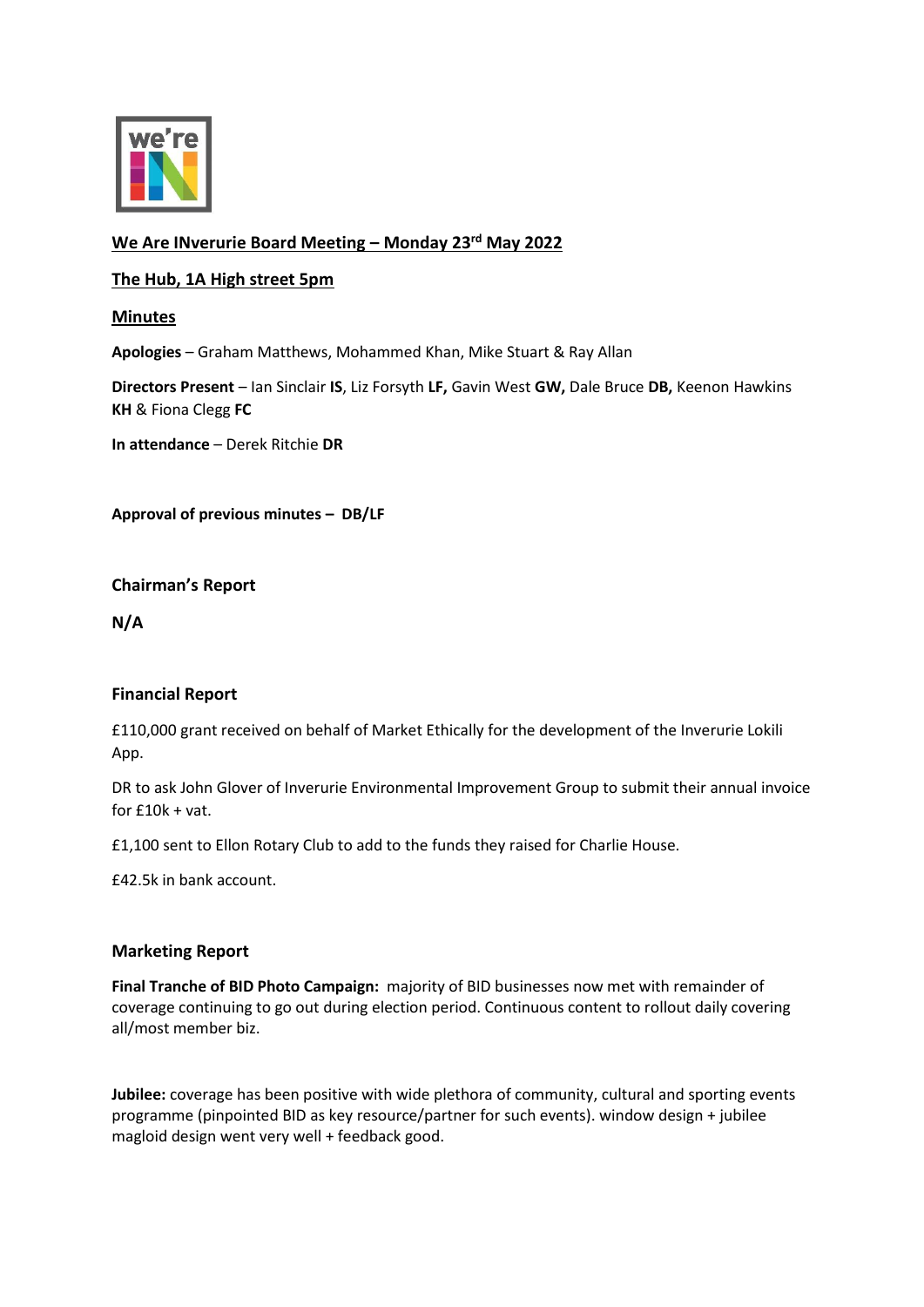# We Are INverurie Board Meeting – Monday 23rd May 2022

## The Hub, 1A High street 5pm

## Minutes

**Apologies** – Graham Matthews, Mohammed Khan, Mike Stuart & Ray Allan

**Directors Present** – Ian Sinclair **IS**, Liz Forsyth **LF,** Gavin West **GW,** Dale Bruce **DB,** Keenon Hawkins **KH** & Fiona Clegg **FC**

**In attendance** – Derek Ritchie **DR**

**Approval of previous minutes – DB/LF**

### Chairman's Report

**N/A**

### Financial Report

£110,000 grant received on behalf of Market Ethically for the development of the Inverurie Lokili App.

DR to ask John Glover of Inverurie Environmental Improvement Group to submit their annual invoice for £10k + vat.

£1,100 sent to Ellon Rotary Club to add to the funds they raised for Charlie House.

£42.5k in bank account.

### Marketing Report

**Final Tranche of BID Photo Campaign:** majority of BID businesses now met with remainder of coverage continuing to go out during election period. Continuous content to rollout daily covering all/most member biz.

**Jubilee:** coverage has been positive with wide plethora of community, cultural and sporting events programme (pinpointed BID as key resource/partner for such events). window design + jubilee magloid design went very well + feedback good.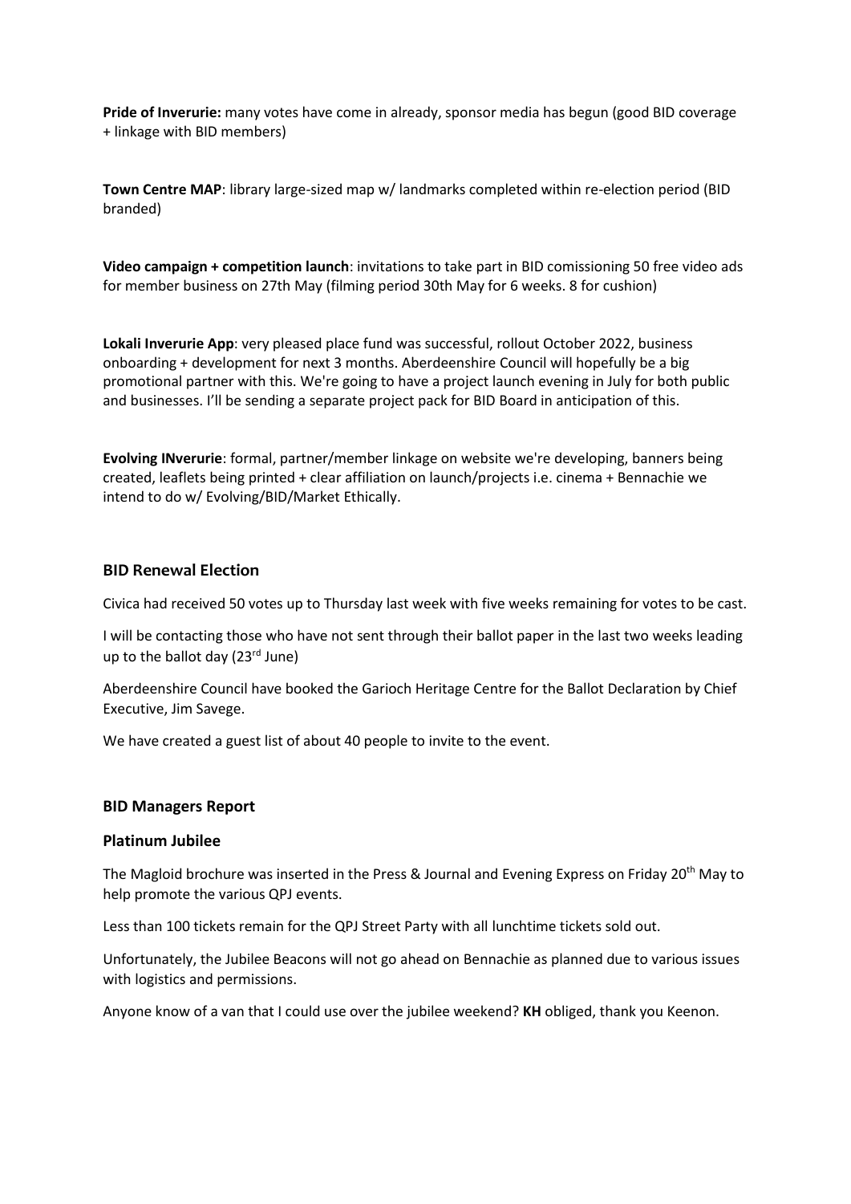**Pride of Inverurie:** many votes have come in already, sponsor media has begun (good BID coverage + linkage with BID members)

**Town Centre MAP**: library large-sized map w/ landmarks completed within re-election period (BID branded)

**Video campaign + competition launch**: invitations to take part in BID comissioning 50 free video ads for member business on 27th May (filming period 30th May for 6 weeks. 8 for cushion)

**Lokali Inverurie App**: very pleased place fund was successful, rollout October 2022, business onboarding + development for next 3 months. Aberdeenshire Council will hopefully be a big promotional partner with this. We're going to have a project launch evening in July for both public and businesses. I'll be sending a separate project pack for BID Board in anticipation of this.

**Evolving INverurie**: formal, partner/member linkage on website we're developing, banners being created, leaflets being printed + clear affiliation on launch/projects i.e. cinema + Bennachie we intend to do w/ Evolving/BID/Market Ethically.

## BID Renewal Election

Civica had received 50 votes up to Thursday last week with five weeks remaining for votes to be cast.

I will be contacting those who have not sent through their ballot paper in the last two weeks leading up to the ballot day (23rd June)

Aberdeenshire Council have booked the Garioch Heritage Centre for the Ballot Declaration by Chief Executive, Jim Savege.

We have created a guest list of about 40 people to invite to the event.

## BID Managers Report

### Platinum Jubilee

The Magloid brochure was inserted in the Press & Journal and Evening Express on Friday 20th May to help promote the various QPJ events.

Less than 100 tickets remain for the QPJ Street Party with all lunchtime tickets sold out.

Unfortunately, the Jubilee Beacons will not go ahead on Bennachie as planned due to various issues with logistics and permissions.

Anyone know of a van that I could use over the jubilee weekend? **KH** obliged, thank you Keenon.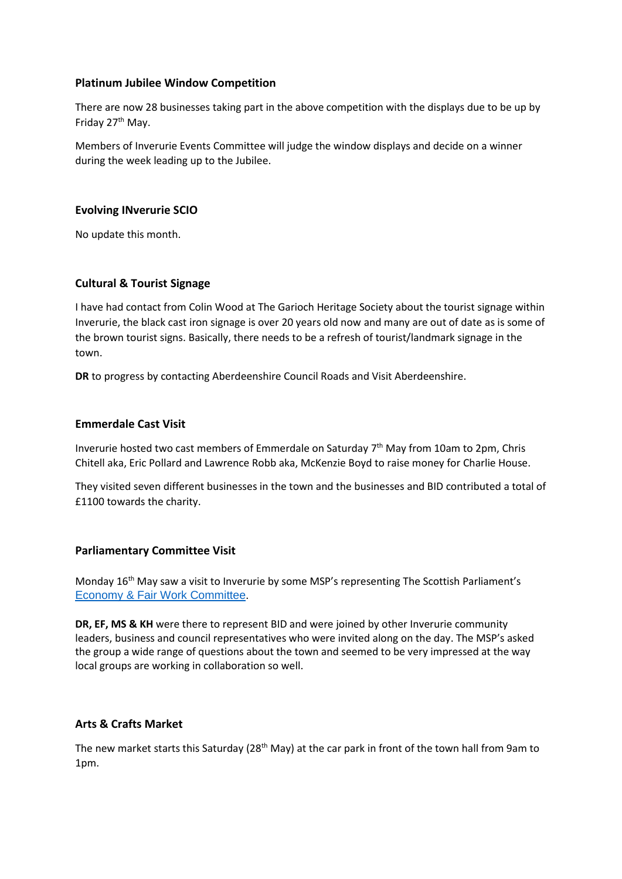**Platinum Jubilee Window Competition**

There are now 28 businesses taking part in the above competition with the displays due to be up by Friday 27th May.

Members of Inverurie Events Committee will judge the window displays and decide on a winner during the week leading up to the Jubilee.

**Evolving INverurie SCIO**

No update this month.

**Cultural & Tourist Signage**

I have had contact from Colin Wood at The Garioch Heritage Society about the tourist signage within Inverurie, the black cast iron signage is over 20 years old now and many are out of date as is some of the brown tourist signs. Basically, there needs to be a refresh of tourist/landmark signage in the town.

**DR** to progress by contacting Aberdeenshire Council Roads and Visit Aberdeenshire.

**Emmerdale Cast Visit**

Inverurie hosted two cast members of Emmerdale on Saturday 7th May from 10am to 2pm, Chris Chitell aka, Eric Pollard and Lawrence Robb aka, McKenzie Boyd to raise money for Charlie House.

They visited seven different businesses in the town and the businesses and BID contributed a total of £1100 towards the charity.

**Parliamentary Committee Visit**

Monday 16th May saw a visit to Inverurie by some MSP's representing The Scottish Parliament's Economy & Fair Work Committee.

**DR, EF, MS & KH** were there to represent BID and were joined by other Inverurie community leaders, business and council representatives who were invited along on the day. The MSP's asked the group a wide range of questions about the town and seemed to be very impressed at the way local groups are working in collaboration so well.

**Arts & Crafts Market**

The new market starts this Saturday (28th May) at the car park in front of the town hall from 9am to 1pm.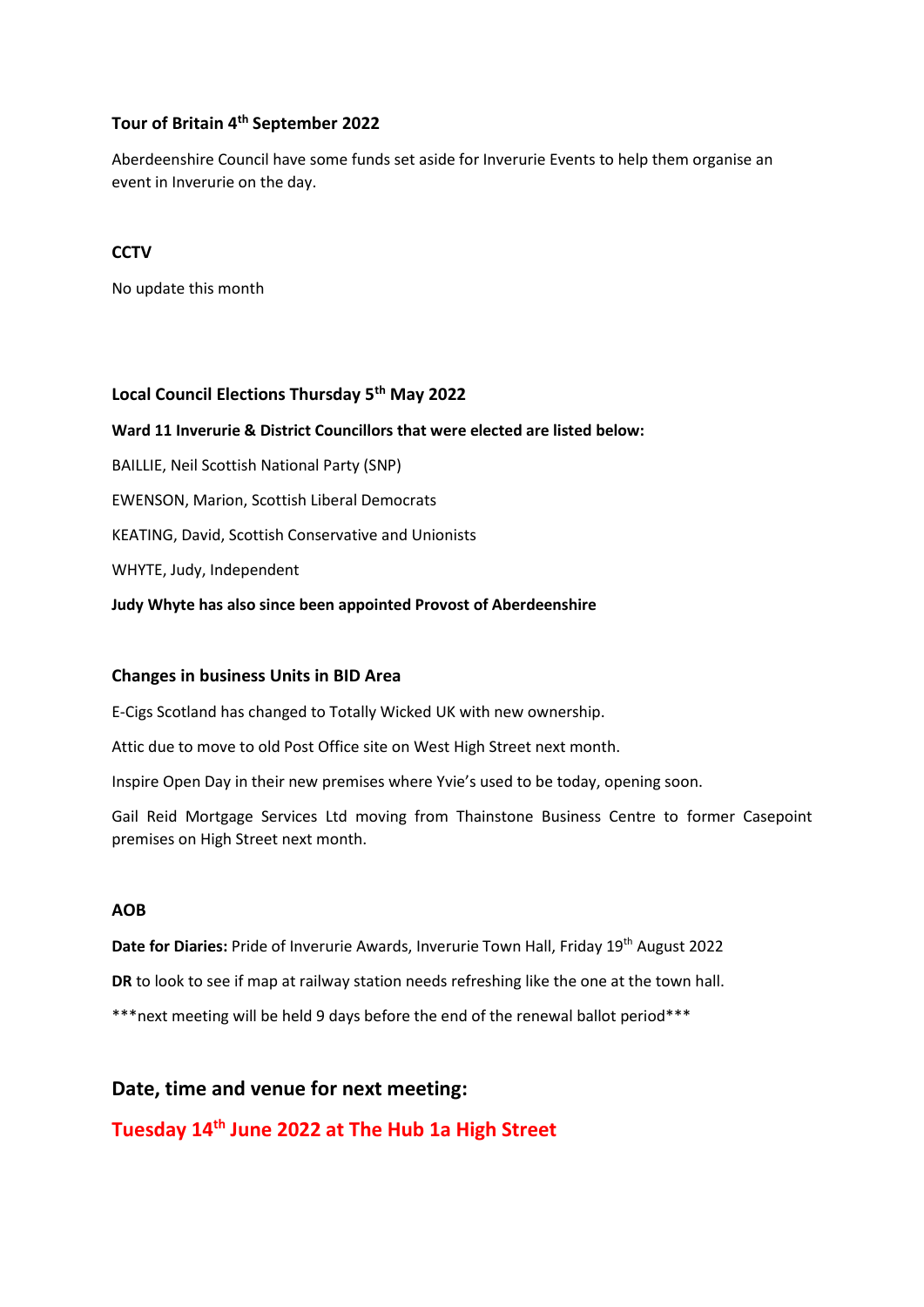### Tour of Britain 4th September 2022

Aberdeenshire Council have some funds set aside for Inverurie Events to help them organise an event in Inverurie on the day.

### CCTV

No update this month

### Local Council Elections Thursday 5th May 2022

**Ward 11 Inverurie & District Councillors that were elected are listed below:**

BAILLIE, Neil Scottish National Party (SNP)

EWENSON, Marion, Scottish Liberal Democrats

KEATING, David, Scottish Conservative and Unionists

WHYTE, Judy, Independent

**Judy Whyte has also since been appointed Provost of Aberdeenshire**

### Changes in business Units in BID Area

E-Cigs Scotland has changed to Totally Wicked UK with new ownership.

Attic due to move to old Post Office site on West High Street next month.

Inspire Open Day in their new premises where Yvie's used to be today, opening soon.

Gail Reid Mortgage Services Ltd moving from Thainstone Business Centre to former Casepoint premises on High Street next month.

### AOB

**Date for Diaries:** Pride of Inverurie Awards, Inverurie Town Hall, Friday 19th August 2022

**DR** to look to see if map at railway station needs refreshing like the one at the town hall.

***next meeting will be held 9 days before the end of the renewal ballot period***

## Date, time and venue for next meeting:

## Tuesday 14th June 2022 at The Hub 1a High Street